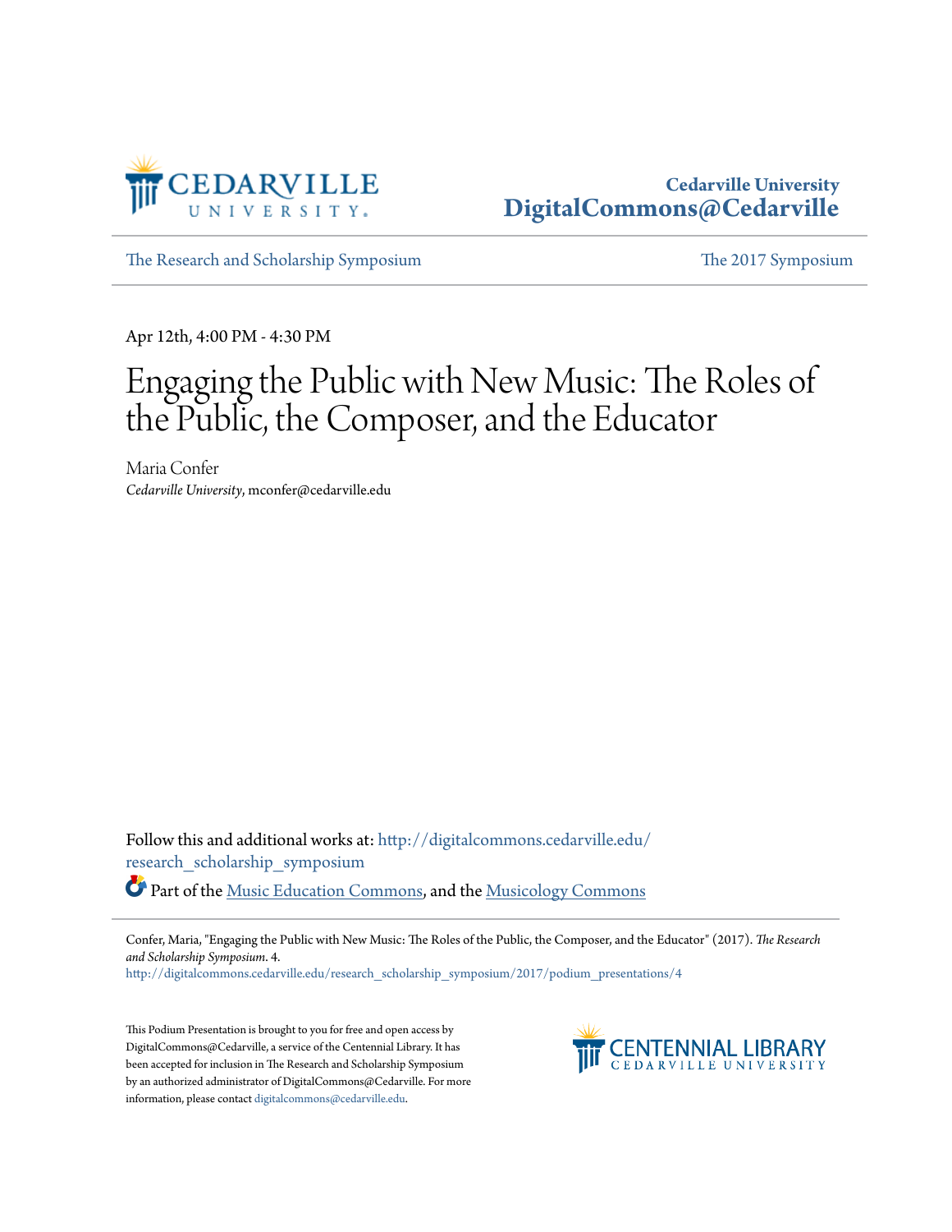Cedarville University
DigitalCommons@Cedarville

The Research and Scholarship Symposium | The 2017 Symposium

Apr 12th, 4:00 PM - 4:30 PM

# Engaging the Public with New Music: The Roles of the Public, the Composer, and the Educator

Maria Confer
*Cedarville University*, mconfer@cedarville.edu

Follow this and additional works at: http://digitalcommons.cedarville.edu/research_scholarship_symposium

Part of the Music Education Commons, and the Musicology Commons

Confer, Maria, "Engaging the Public with New Music: The Roles of the Public, the Composer, and the Educator" (2017). *The Research and Scholarship Symposium*. 4.
http://digitalcommons.cedarville.edu/research_scholarship_symposium/2017/podium_presentations/4

This Podium Presentation is brought to you for free and open access by DigitalCommons@Cedarville, a service of the Centennial Library. It has been accepted for inclusion in The Research and Scholarship Symposium by an authorized administrator of DigitalCommons@Cedarville. For more information, please contact digitalcommons@cedarville.edu.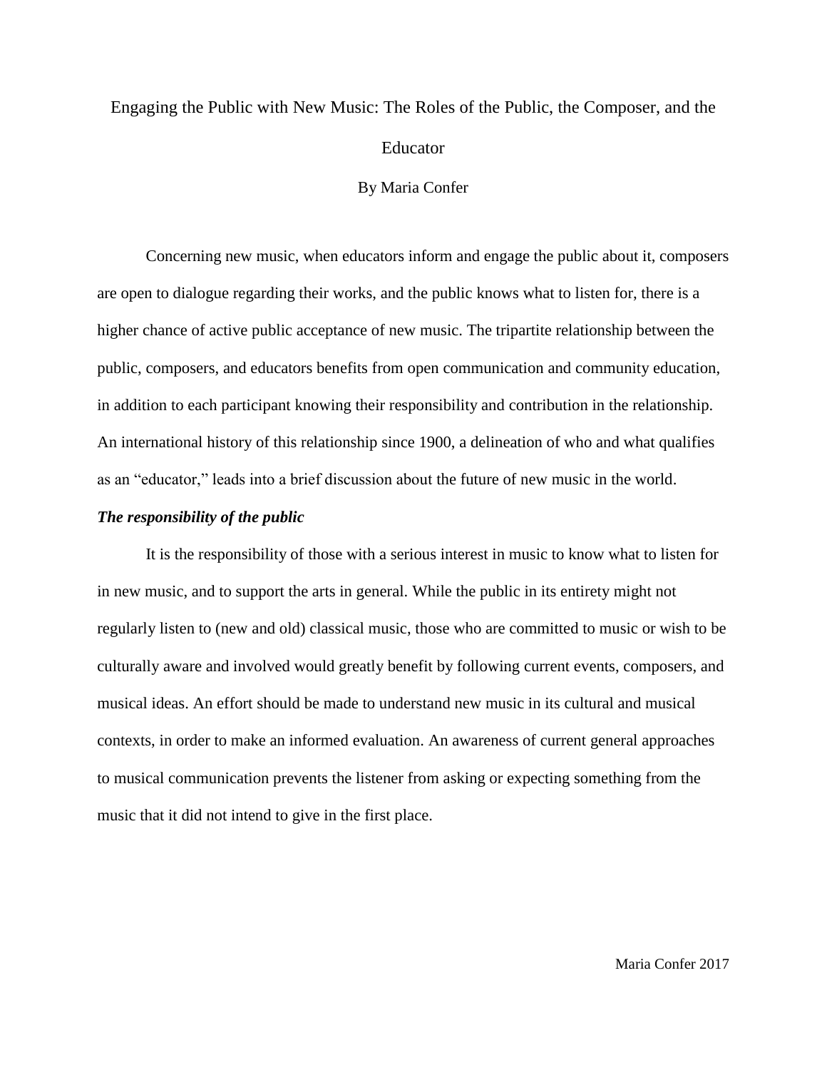Engaging the Public with New Music: The Roles of the Public, the Composer, and the Educator

By Maria Confer

Concerning new music, when educators inform and engage the public about it, composers are open to dialogue regarding their works, and the public knows what to listen for, there is a higher chance of active public acceptance of new music. The tripartite relationship between the public, composers, and educators benefits from open communication and community education, in addition to each participant knowing their responsibility and contribution in the relationship. An international history of this relationship since 1900, a delineation of who and what qualifies as an "educator," leads into a brief discussion about the future of new music in the world.

***The responsibility of the public***

It is the responsibility of those with a serious interest in music to know what to listen for in new music, and to support the arts in general. While the public in its entirety might not regularly listen to (new and old) classical music, those who are committed to music or wish to be culturally aware and involved would greatly benefit by following current events, composers, and musical ideas. An effort should be made to understand new music in its cultural and musical contexts, in order to make an informed evaluation. An awareness of current general approaches to musical communication prevents the listener from asking or expecting something from the music that it did not intend to give in the first place.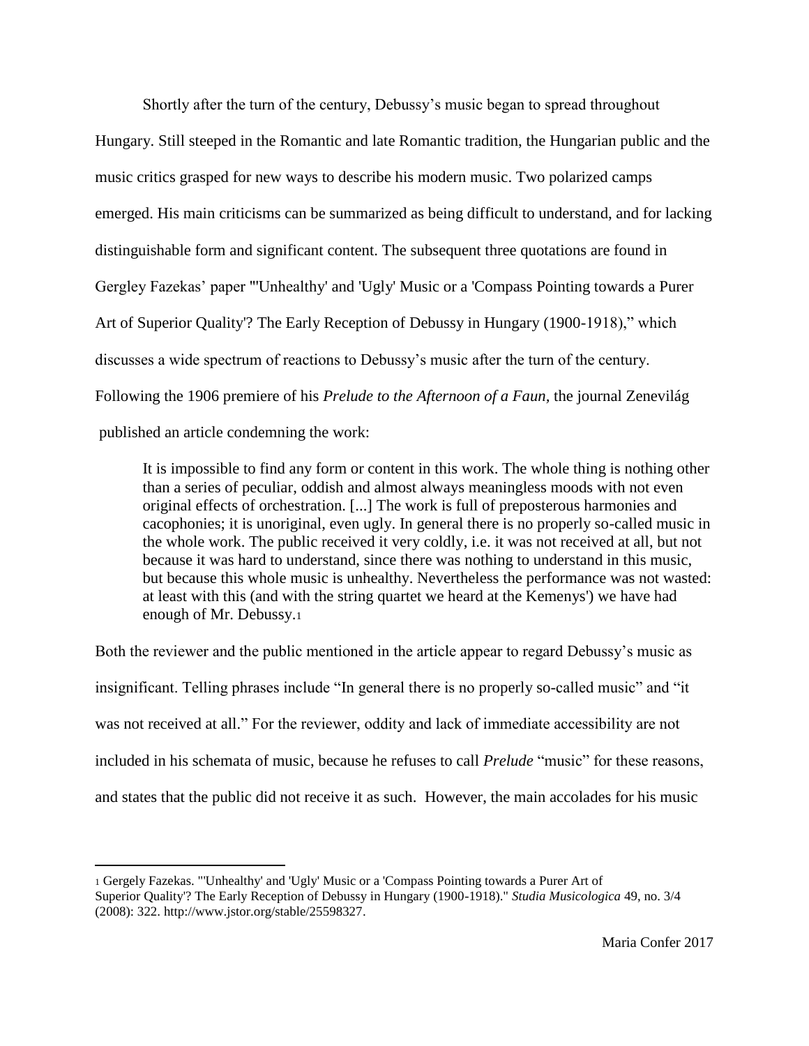Shortly after the turn of the century, Debussy's music began to spread throughout Hungary. Still steeped in the Romantic and late Romantic tradition, the Hungarian public and the music critics grasped for new ways to describe his modern music. Two polarized camps emerged. His main criticisms can be summarized as being difficult to understand, and for lacking distinguishable form and significant content. The subsequent three quotations are found in Gergley Fazekas' paper "'Unhealthy' and 'Ugly' Music or a 'Compass Pointing towards a Purer Art of Superior Quality'? The Early Reception of Debussy in Hungary (1900-1918)," which discusses a wide spectrum of reactions to Debussy's music after the turn of the century. Following the 1906 premiere of his *Prelude to the Afternoon of a Faun,* the journal Zenevilág published an article condemning the work:

> It is impossible to find any form or content in this work. The whole thing is nothing other than a series of peculiar, oddish and almost always meaningless moods with not even original effects of orchestration. [...] The work is full of preposterous harmonies and cacophonies; it is unoriginal, even ugly. In general there is no properly so-called music in the whole work. The public received it very coldly, i.e. it was not received at all, but not because it was hard to understand, since there was nothing to understand in this music, but because this whole music is unhealthy. Nevertheless the performance was not wasted: at least with this (and with the string quartet we heard at the Kemenys') we have had enough of Mr. Debussy.[1]

Both the reviewer and the public mentioned in the article appear to regard Debussy's music as insignificant. Telling phrases include "In general there is no properly so-called music" and "it was not received at all." For the reviewer, oddity and lack of immediate accessibility are not included in his schemata of music, because he refuses to call *Prelude* "music" for these reasons, and states that the public did not receive it as such. However, the main accolades for his music

[1] Gergely Fazekas. "'Unhealthy' and 'Ugly' Music or a 'Compass Pointing towards a Purer Art of Superior Quality'? The Early Reception of Debussy in Hungary (1900-1918)." *Studia Musicologica* 49, no. 3/4 (2008): 322. http://www.jstor.org/stable/25598327.

Maria Confer 2017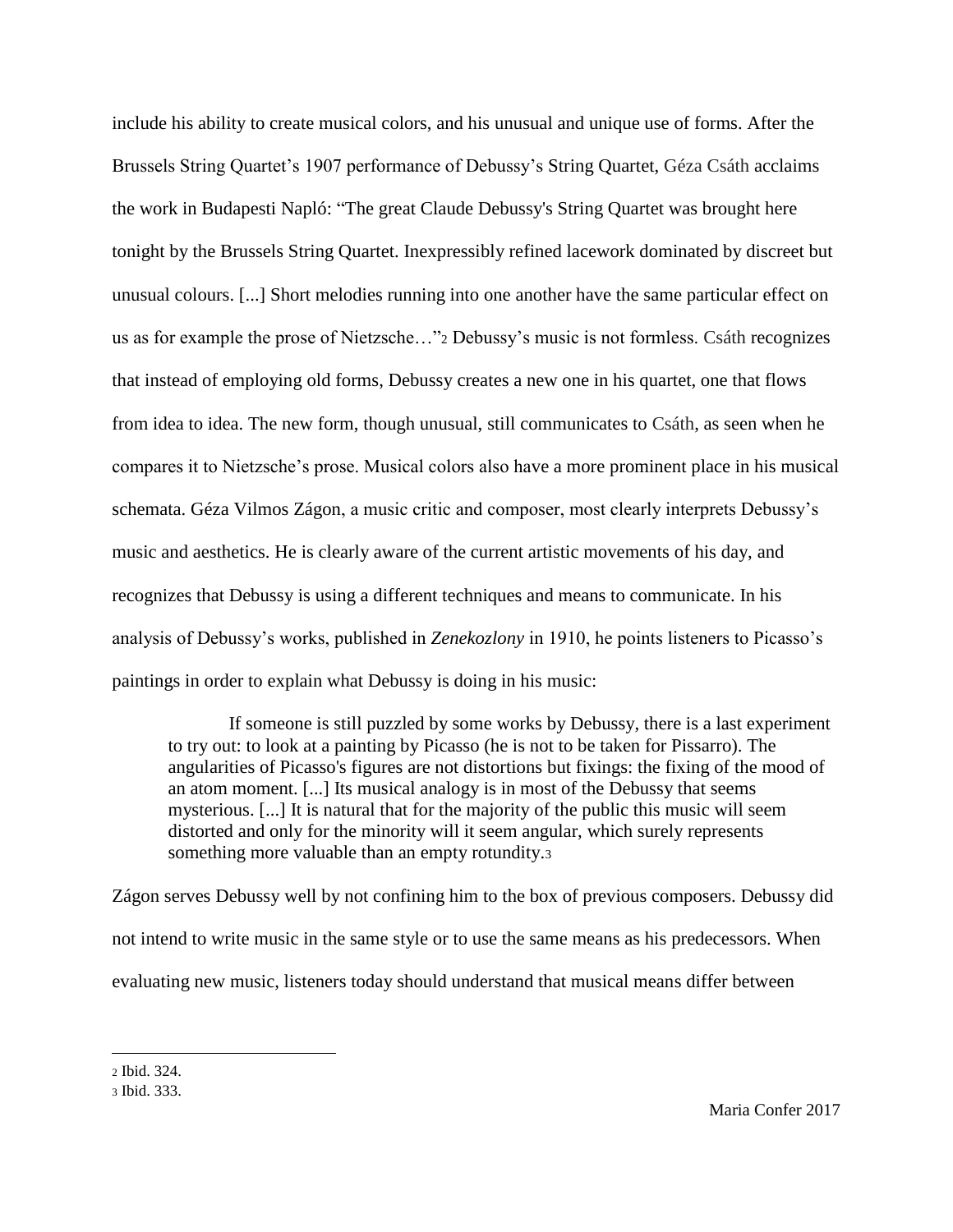include his ability to create musical colors, and his unusual and unique use of forms. After the Brussels String Quartet's 1907 performance of Debussy's String Quartet, Géza Csáth acclaims the work in Budapesti Napló: "The great Claude Debussy's String Quartet was brought here tonight by the Brussels String Quartet. Inexpressibly refined lacework dominated by discreet but unusual colours. [...] Short melodies running into one another have the same particular effect on us as for example the prose of Nietzsche…"[2] Debussy's music is not formless. Csáth recognizes that instead of employing old forms, Debussy creates a new one in his quartet, one that flows from idea to idea. The new form, though unusual, still communicates to Csáth, as seen when he compares it to Nietzsche's prose. Musical colors also have a more prominent place in his musical schemata. Géza Vilmos Zágon, a music critic and composer, most clearly interprets Debussy's music and aesthetics. He is clearly aware of the current artistic movements of his day, and recognizes that Debussy is using a different techniques and means to communicate. In his analysis of Debussy's works, published in *Zenekozlony* in 1910, he points listeners to Picasso's paintings in order to explain what Debussy is doing in his music:

> If someone is still puzzled by some works by Debussy, there is a last experiment to try out: to look at a painting by Picasso (he is not to be taken for Pissarro). The angularities of Picasso's figures are not distortions but fixings: the fixing of the mood of an atom moment. [...] Its musical analogy is in most of the Debussy that seems mysterious. [...] It is natural that for the majority of the public this music will seem distorted and only for the minority will it seem angular, which surely represents something more valuable than an empty rotundity.[3]

Zágon serves Debussy well by not confining him to the box of previous composers. Debussy did not intend to write music in the same style or to use the same means as his predecessors. When evaluating new music, listeners today should understand that musical means differ between

---

[2] Ibid. 324.

[3] Ibid. 333.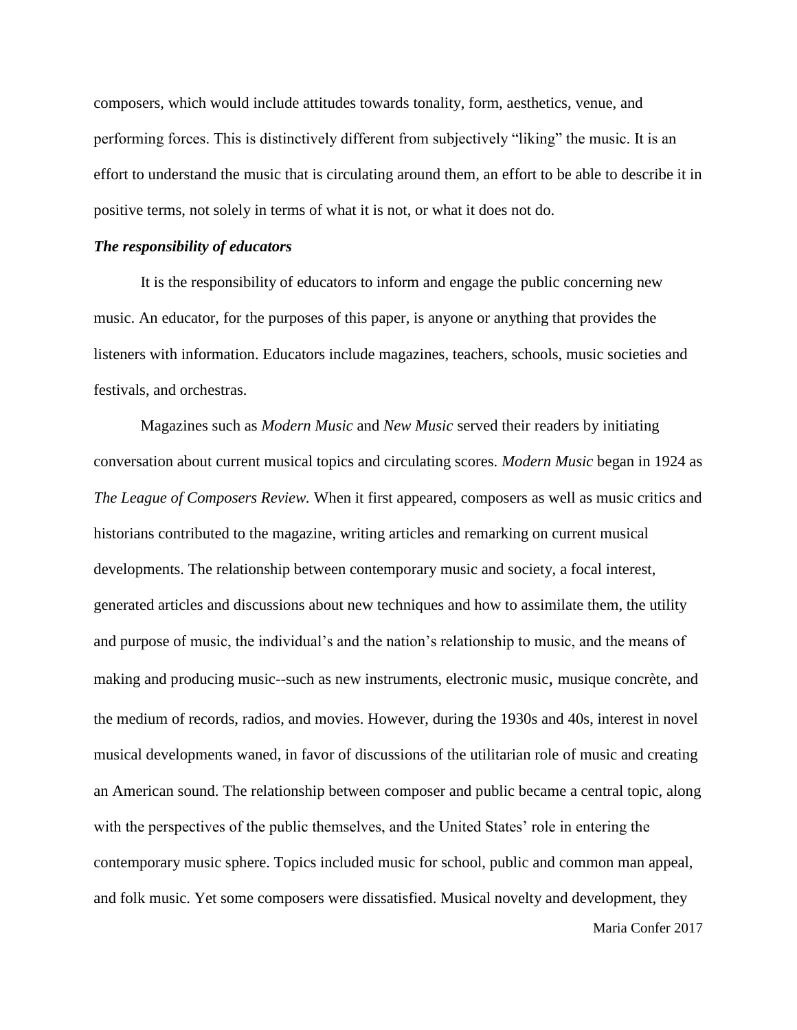composers, which would include attitudes towards tonality, form, aesthetics, venue, and performing forces. This is distinctively different from subjectively "liking" the music. It is an effort to understand the music that is circulating around them, an effort to be able to describe it in positive terms, not solely in terms of what it is not, or what it does not do.

### ***The responsibility of educators***

It is the responsibility of educators to inform and engage the public concerning new music. An educator, for the purposes of this paper, is anyone or anything that provides the listeners with information. Educators include magazines, teachers, schools, music societies and festivals, and orchestras.

Magazines such as *Modern Music* and *New Music* served their readers by initiating conversation about current musical topics and circulating scores. *Modern Music* began in 1924 as *The League of Composers Review.* When it first appeared, composers as well as music critics and historians contributed to the magazine, writing articles and remarking on current musical developments. The relationship between contemporary music and society, a focal interest, generated articles and discussions about new techniques and how to assimilate them, the utility and purpose of music, the individual's and the nation's relationship to music, and the means of making and producing music--such as new instruments, electronic music, musique concrète, and the medium of records, radios, and movies. However, during the 1930s and 40s, interest in novel musical developments waned, in favor of discussions of the utilitarian role of music and creating an American sound. The relationship between composer and public became a central topic, along with the perspectives of the public themselves, and the United States' role in entering the contemporary music sphere. Topics included music for school, public and common man appeal, and folk music. Yet some composers were dissatisfied. Musical novelty and development, they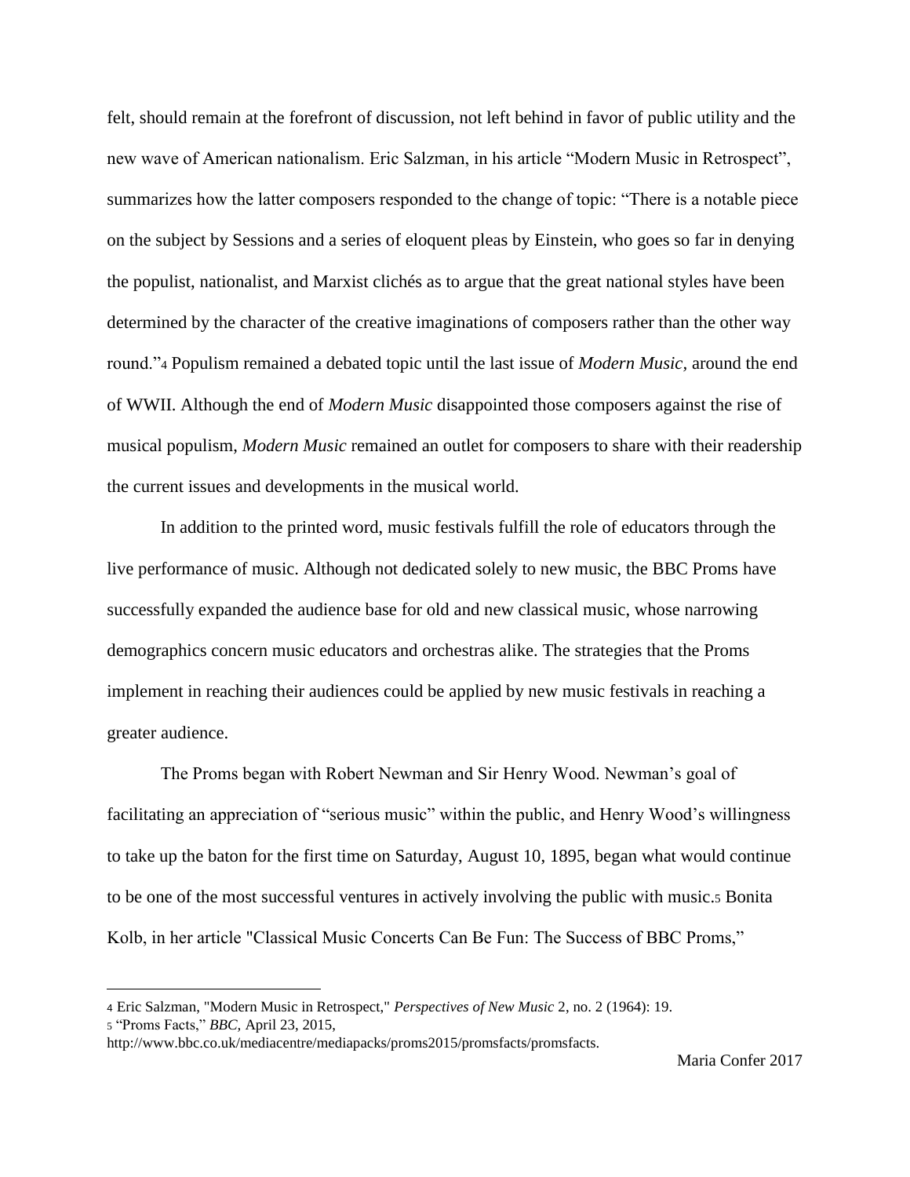felt, should remain at the forefront of discussion, not left behind in favor of public utility and the new wave of American nationalism. Eric Salzman, in his article "Modern Music in Retrospect", summarizes how the latter composers responded to the change of topic: "There is a notable piece on the subject by Sessions and a series of eloquent pleas by Einstein, who goes so far in denying the populist, nationalist, and Marxist clichés as to argue that the great national styles have been determined by the character of the creative imaginations of composers rather than the other way round."[4] Populism remained a debated topic until the last issue of *Modern Music*, around the end of WWII. Although the end of *Modern Music* disappointed those composers against the rise of musical populism, *Modern Music* remained an outlet for composers to share with their readership the current issues and developments in the musical world.

In addition to the printed word, music festivals fulfill the role of educators through the live performance of music. Although not dedicated solely to new music, the BBC Proms have successfully expanded the audience base for old and new classical music, whose narrowing demographics concern music educators and orchestras alike. The strategies that the Proms implement in reaching their audiences could be applied by new music festivals in reaching a greater audience.

The Proms began with Robert Newman and Sir Henry Wood. Newman's goal of facilitating an appreciation of "serious music" within the public, and Henry Wood's willingness to take up the baton for the first time on Saturday, August 10, 1895, began what would continue to be one of the most successful ventures in actively involving the public with music.[5] Bonita Kolb, in her article "Classical Music Concerts Can Be Fun: The Success of BBC Proms,"

---

[4] Eric Salzman, "Modern Music in Retrospect," *Perspectives of New Music* 2, no. 2 (1964): 19.

[5] "Proms Facts," *BBC*, April 23, 2015, http://www.bbc.co.uk/mediacentre/mediapacks/proms2015/promsfacts/promsfacts.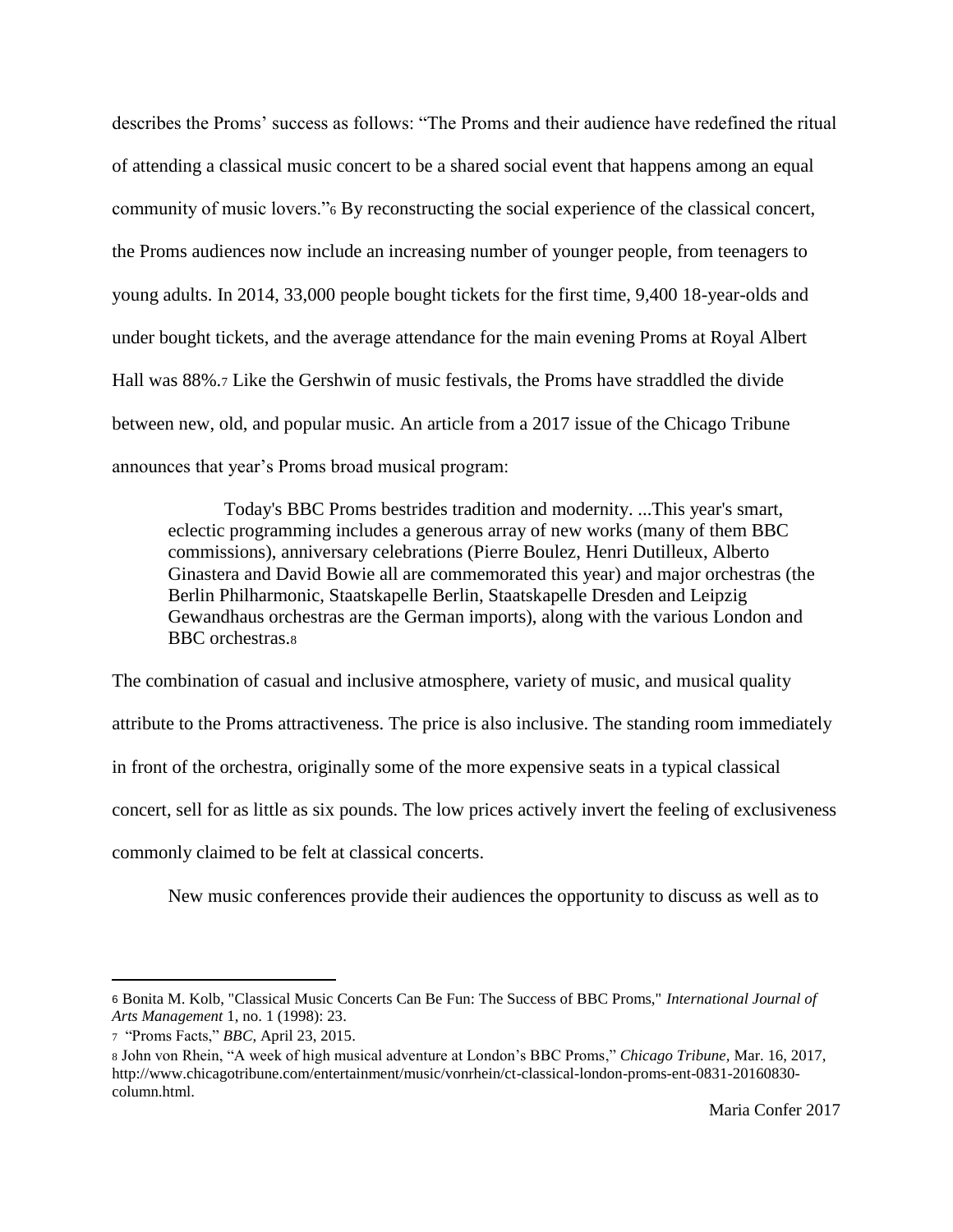describes the Proms' success as follows: "The Proms and their audience have redefined the ritual of attending a classical music concert to be a shared social event that happens among an equal community of music lovers."[6] By reconstructing the social experience of the classical concert, the Proms audiences now include an increasing number of younger people, from teenagers to young adults. In 2014, 33,000 people bought tickets for the first time, 9,400 18-year-olds and under bought tickets, and the average attendance for the main evening Proms at Royal Albert Hall was 88%.[7] Like the Gershwin of music festivals, the Proms have straddled the divide between new, old, and popular music. An article from a 2017 issue of the Chicago Tribune announces that year's Proms broad musical program:

> Today's BBC Proms bestrides tradition and modernity. ...This year's smart, eclectic programming includes a generous array of new works (many of them BBC commissions), anniversary celebrations (Pierre Boulez, Henri Dutilleux, Alberto Ginastera and David Bowie all are commemorated this year) and major orchestras (the Berlin Philharmonic, Staatskapelle Berlin, Staatskapelle Dresden and Leipzig Gewandhaus orchestras are the German imports), along with the various London and BBC orchestras.[8]

The combination of casual and inclusive atmosphere, variety of music, and musical quality attribute to the Proms attractiveness. The price is also inclusive. The standing room immediately in front of the orchestra, originally some of the more expensive seats in a typical classical concert, sell for as little as six pounds. The low prices actively invert the feeling of exclusiveness commonly claimed to be felt at classical concerts.

New music conferences provide their audiences the opportunity to discuss as well as to

---

[6] Bonita M. Kolb, "Classical Music Concerts Can Be Fun: The Success of BBC Proms," *International Journal of Arts Management* 1, no. 1 (1998): 23.

[7] "Proms Facts," *BBC,* April 23, 2015.

[8] John von Rhein, "A week of high musical adventure at London's BBC Proms," *Chicago Tribune,* Mar. 16, 2017, http://www.chicagotribune.com/entertainment/music/vonrhein/ct-classical-london-proms-ent-0831-20160830-column.html.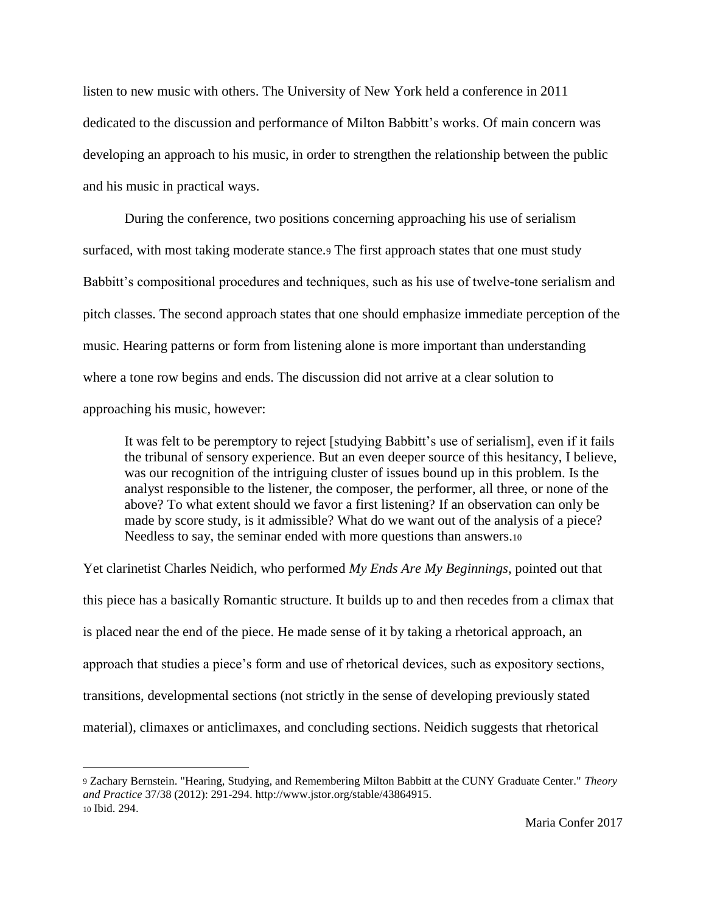listen to new music with others. The University of New York held a conference in 2011 dedicated to the discussion and performance of Milton Babbitt's works. Of main concern was developing an approach to his music, in order to strengthen the relationship between the public and his music in practical ways.

During the conference, two positions concerning approaching his use of serialism surfaced, with most taking moderate stance.[9] The first approach states that one must study Babbitt's compositional procedures and techniques, such as his use of twelve-tone serialism and pitch classes. The second approach states that one should emphasize immediate perception of the music. Hearing patterns or form from listening alone is more important than understanding where a tone row begins and ends. The discussion did not arrive at a clear solution to approaching his music, however:

> It was felt to be peremptory to reject [studying Babbitt's use of serialism], even if it fails the tribunal of sensory experience. But an even deeper source of this hesitancy, I believe, was our recognition of the intriguing cluster of issues bound up in this problem. Is the analyst responsible to the listener, the composer, the performer, all three, or none of the above? To what extent should we favor a first listening? If an observation can only be made by score study, is it admissible? What do we want out of the analysis of a piece? Needless to say, the seminar ended with more questions than answers.[10]

Yet clarinetist Charles Neidich, who performed *My Ends Are My Beginnings*, pointed out that this piece has a basically Romantic structure. It builds up to and then recedes from a climax that is placed near the end of the piece. He made sense of it by taking a rhetorical approach, an approach that studies a piece's form and use of rhetorical devices, such as expository sections, transitions, developmental sections (not strictly in the sense of developing previously stated material), climaxes or anticlimaxes, and concluding sections. Neidich suggests that rhetorical

---

[9] Zachary Bernstein. "Hearing, Studying, and Remembering Milton Babbitt at the CUNY Graduate Center." *Theory and Practice* 37/38 (2012): 291-294. http://www.jstor.org/stable/43864915.

[10] Ibid. 294.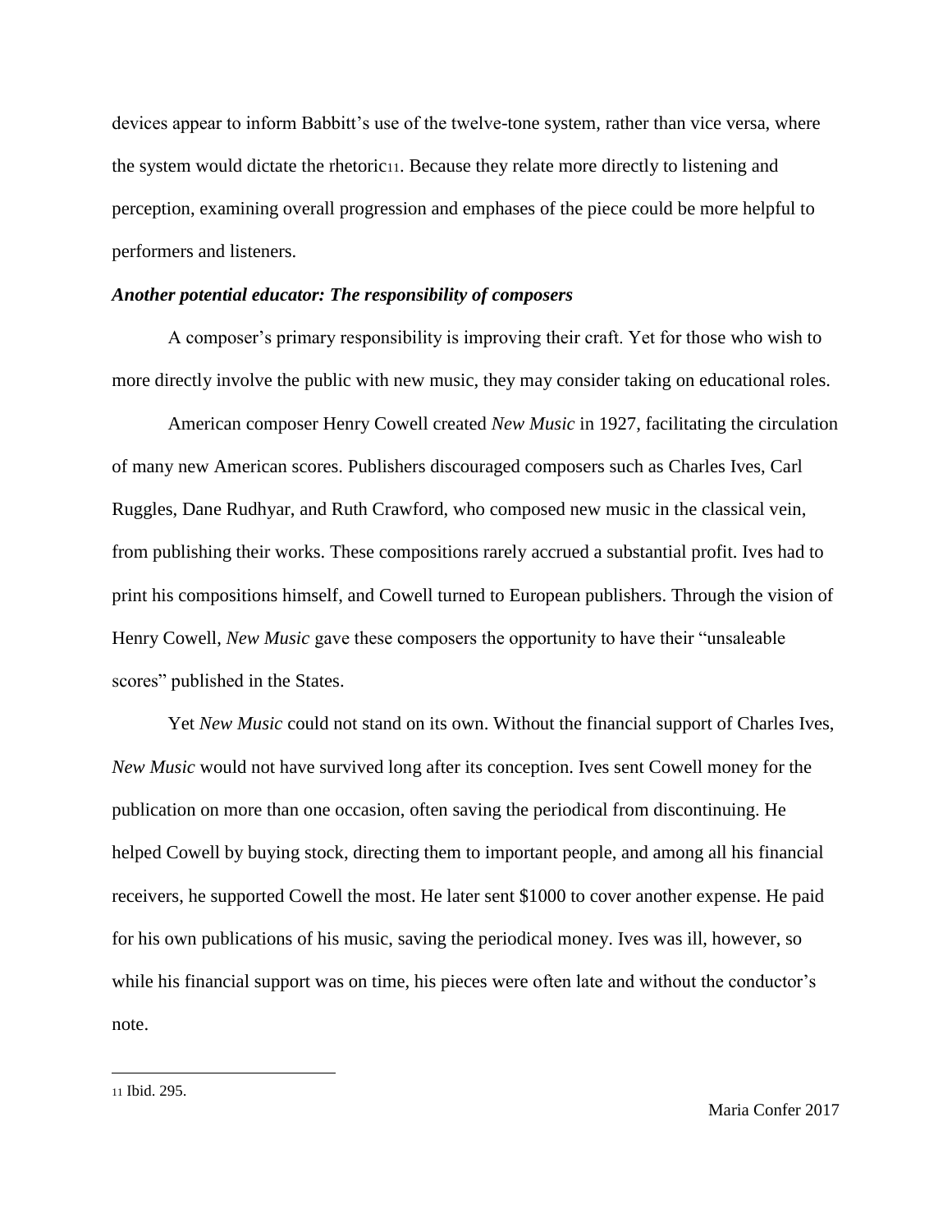devices appear to inform Babbitt's use of the twelve-tone system, rather than vice versa, where the system would dictate the rhetoric[11]. Because they relate more directly to listening and perception, examining overall progression and emphases of the piece could be more helpful to performers and listeners.

### *Another potential educator: The responsibility of composers*

A composer's primary responsibility is improving their craft. Yet for those who wish to more directly involve the public with new music, they may consider taking on educational roles.

American composer Henry Cowell created *New Music* in 1927, facilitating the circulation of many new American scores. Publishers discouraged composers such as Charles Ives, Carl Ruggles, Dane Rudhyar, and Ruth Crawford, who composed new music in the classical vein, from publishing their works. These compositions rarely accrued a substantial profit. Ives had to print his compositions himself, and Cowell turned to European publishers. Through the vision of Henry Cowell, *New Music* gave these composers the opportunity to have their "unsaleable scores" published in the States.

Yet *New Music* could not stand on its own. Without the financial support of Charles Ives, *New Music* would not have survived long after its conception. Ives sent Cowell money for the publication on more than one occasion, often saving the periodical from discontinuing. He helped Cowell by buying stock, directing them to important people, and among all his financial receivers, he supported Cowell the most. He later sent $1000 to cover another expense. He paid for his own publications of his music, saving the periodical money. Ives was ill, however, so while his financial support was on time, his pieces were often late and without the conductor's note.

---

[11] Ibid. 295.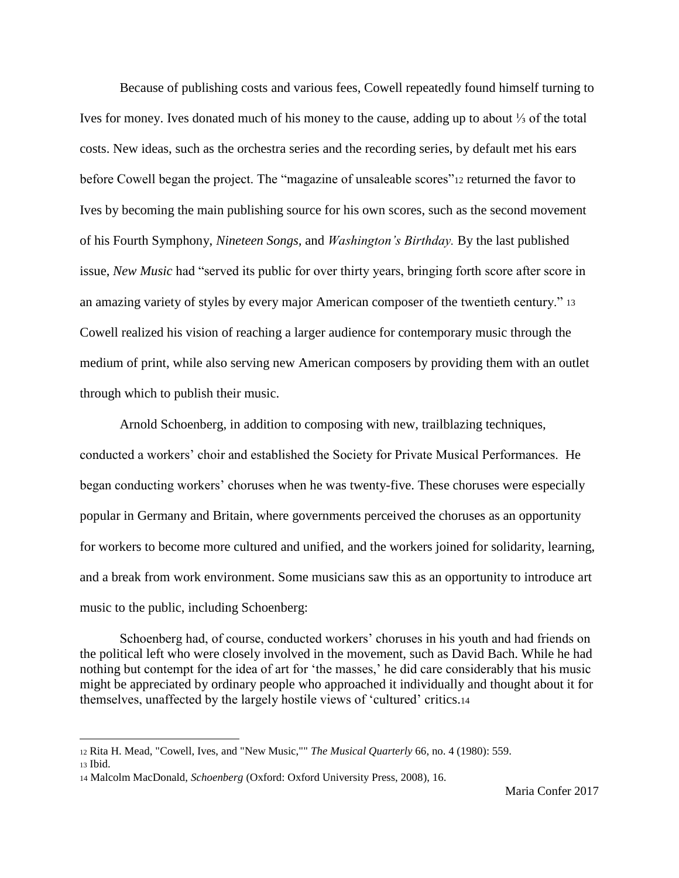Because of publishing costs and various fees, Cowell repeatedly found himself turning to Ives for money. Ives donated much of his money to the cause, adding up to about ⅓ of the total costs. New ideas, such as the orchestra series and the recording series, by default met his ears before Cowell began the project. The "magazine of unsaleable scores"[12] returned the favor to Ives by becoming the main publishing source for his own scores, such as the second movement of his Fourth Symphony, *Nineteen Songs*, and *Washington's Birthday.* By the last published issue, *New Music* had "served its public for over thirty years, bringing forth score after score in an amazing variety of styles by every major American composer of the twentieth century." [13] Cowell realized his vision of reaching a larger audience for contemporary music through the medium of print, while also serving new American composers by providing them with an outlet through which to publish their music.

Arnold Schoenberg, in addition to composing with new, trailblazing techniques, conducted a workers' choir and established the Society for Private Musical Performances. He began conducting workers' choruses when he was twenty-five. These choruses were especially popular in Germany and Britain, where governments perceived the choruses as an opportunity for workers to become more cultured and unified, and the workers joined for solidarity, learning, and a break from work environment. Some musicians saw this as an opportunity to introduce art music to the public, including Schoenberg:

> Schoenberg had, of course, conducted workers' choruses in his youth and had friends on the political left who were closely involved in the movement, such as David Bach. While he had nothing but contempt for the idea of art for 'the masses,' he did care considerably that his music might be appreciated by ordinary people who approached it individually and thought about it for themselves, unaffected by the largely hostile views of 'cultured' critics.[14]

---

[12] Rita H. Mead, "Cowell, Ives, and "New Music,"" *The Musical Quarterly* 66, no. 4 (1980): 559.
[13] Ibid.
[14] Malcolm MacDonald, *Schoenberg* (Oxford: Oxford University Press, 2008), 16.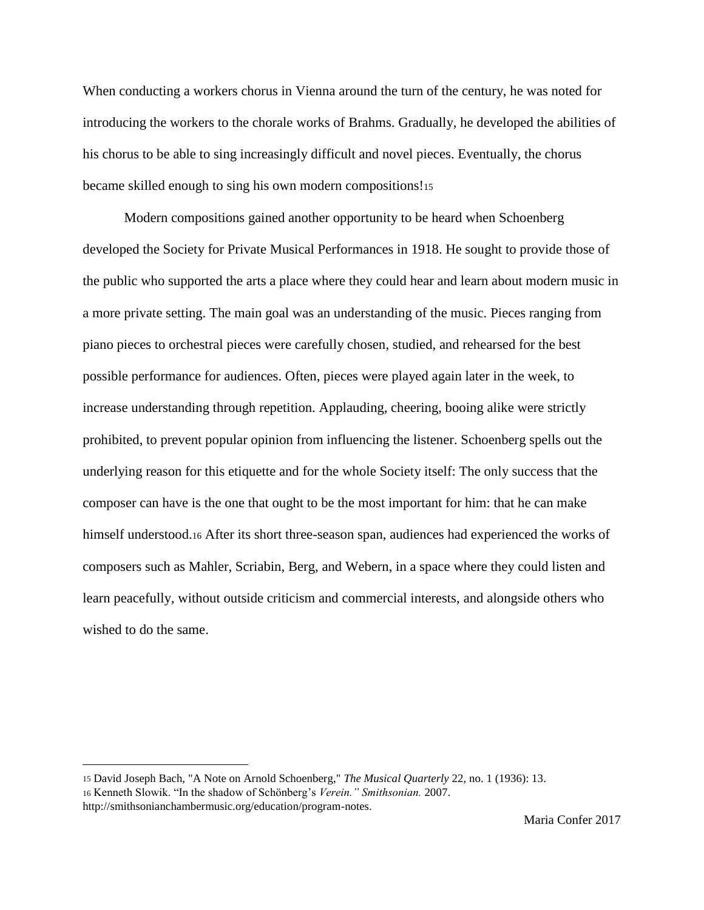When conducting a workers chorus in Vienna around the turn of the century, he was noted for introducing the workers to the chorale works of Brahms. Gradually, he developed the abilities of his chorus to be able to sing increasingly difficult and novel pieces. Eventually, the chorus became skilled enough to sing his own modern compositions![15]

Modern compositions gained another opportunity to be heard when Schoenberg developed the Society for Private Musical Performances in 1918. He sought to provide those of the public who supported the arts a place where they could hear and learn about modern music in a more private setting. The main goal was an understanding of the music. Pieces ranging from piano pieces to orchestral pieces were carefully chosen, studied, and rehearsed for the best possible performance for audiences. Often, pieces were played again later in the week, to increase understanding through repetition. Applauding, cheering, booing alike were strictly prohibited, to prevent popular opinion from influencing the listener. Schoenberg spells out the underlying reason for this etiquette and for the whole Society itself: The only success that the composer can have is the one that ought to be the most important for him: that he can make himself understood.[16] After its short three-season span, audiences had experienced the works of composers such as Mahler, Scriabin, Berg, and Webern, in a space where they could listen and learn peacefully, without outside criticism and commercial interests, and alongside others who wished to do the same.

---

[15] David Joseph Bach, "A Note on Arnold Schoenberg," *The Musical Quarterly* 22, no. 1 (1936): 13.

[16] Kenneth Slowik. "In the shadow of Schönberg's *Verein." Smithsonian.* 2007. http://smithsonianchambermusic.org/education/program-notes.

Maria Confer 2017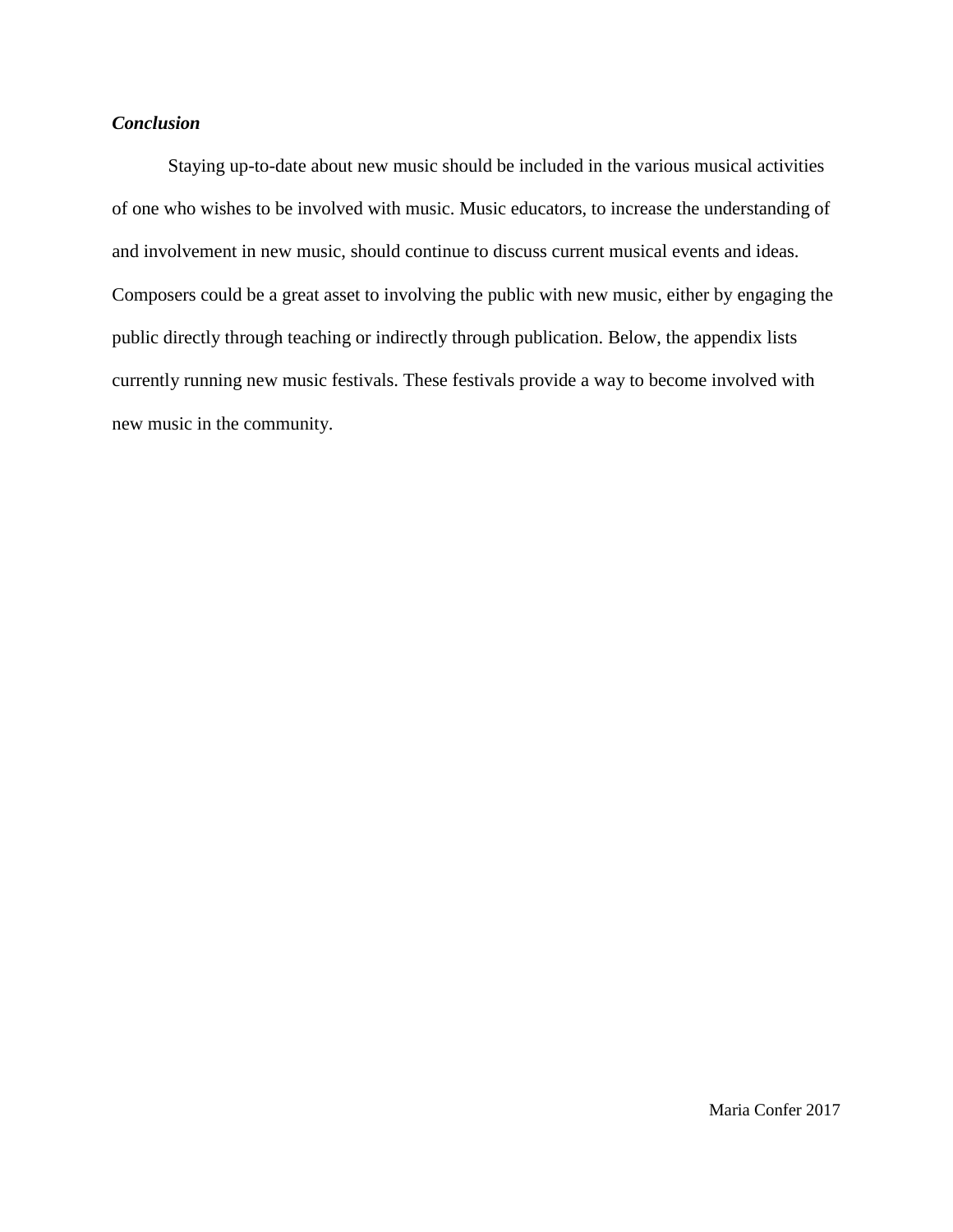***Conclusion***

Staying up-to-date about new music should be included in the various musical activities of one who wishes to be involved with music. Music educators, to increase the understanding of and involvement in new music, should continue to discuss current musical events and ideas. Composers could be a great asset to involving the public with new music, either by engaging the public directly through teaching or indirectly through publication. Below, the appendix lists currently running new music festivals. These festivals provide a way to become involved with new music in the community.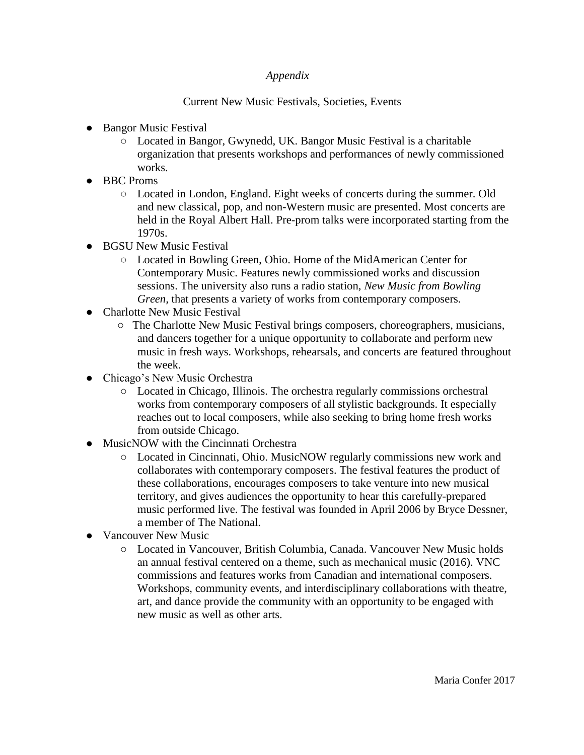*Appendix*

Current New Music Festivals, Societies, Events

- Bangor Music Festival
    - Located in Bangor, Gwynedd, UK. Bangor Music Festival is a charitable organization that presents workshops and performances of newly commissioned works.
- BBC Proms
    - Located in London, England. Eight weeks of concerts during the summer. Old and new classical, pop, and non-Western music are presented. Most concerts are held in the Royal Albert Hall. Pre-prom talks were incorporated starting from the 1970s.
- BGSU New Music Festival
    - Located in Bowling Green, Ohio. Home of the MidAmerican Center for Contemporary Music. Features newly commissioned works and discussion sessions. The university also runs a radio station, *New Music from Bowling Green*, that presents a variety of works from contemporary composers.
- Charlotte New Music Festival
    - The Charlotte New Music Festival brings composers, choreographers, musicians, and dancers together for a unique opportunity to collaborate and perform new music in fresh ways. Workshops, rehearsals, and concerts are featured throughout the week.
- Chicago's New Music Orchestra
    - Located in Chicago, Illinois. The orchestra regularly commissions orchestral works from contemporary composers of all stylistic backgrounds. It especially reaches out to local composers, while also seeking to bring home fresh works from outside Chicago.
- MusicNOW with the Cincinnati Orchestra
    - Located in Cincinnati, Ohio. MusicNOW regularly commissions new work and collaborates with contemporary composers. The festival features the product of these collaborations, encourages composers to take venture into new musical territory, and gives audiences the opportunity to hear this carefully-prepared music performed live. The festival was founded in April 2006 by Bryce Dessner, a member of The National.
- Vancouver New Music
    - Located in Vancouver, British Columbia, Canada. Vancouver New Music holds an annual festival centered on a theme, such as mechanical music (2016). VNC commissions and features works from Canadian and international composers. Workshops, community events, and interdisciplinary collaborations with theatre, art, and dance provide the community with an opportunity to be engaged with new music as well as other arts.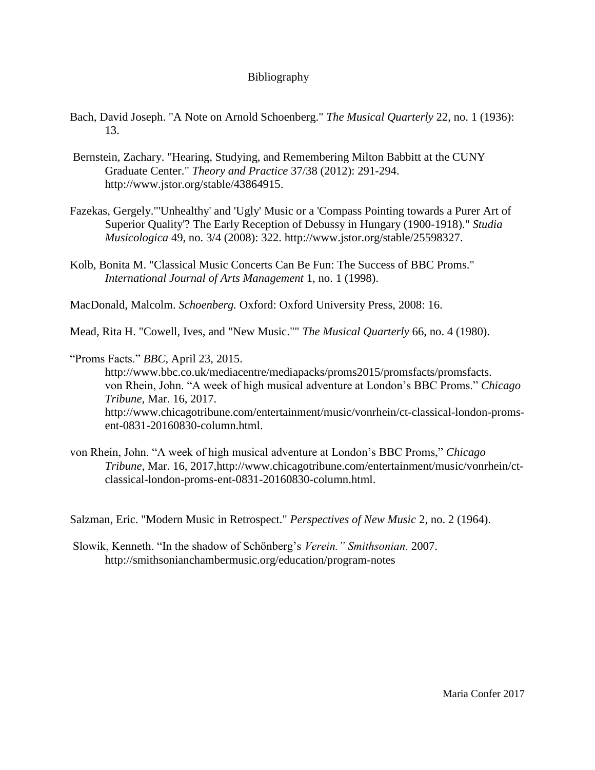# Bibliography

Bach, David Joseph. "A Note on Arnold Schoenberg." *The Musical Quarterly* 22, no. 1 (1936): 13.

Bernstein, Zachary. "Hearing, Studying, and Remembering Milton Babbitt at the CUNY Graduate Center." *Theory and Practice* 37/38 (2012): 291-294. http://www.jstor.org/stable/43864915.

Fazekas, Gergely."'Unhealthy' and 'Ugly' Music or a 'Compass Pointing towards a Purer Art of Superior Quality'? The Early Reception of Debussy in Hungary (1900-1918)." *Studia Musicologica* 49, no. 3/4 (2008): 322. http://www.jstor.org/stable/25598327.

Kolb, Bonita M. "Classical Music Concerts Can Be Fun: The Success of BBC Proms." *International Journal of Arts Management* 1, no. 1 (1998).

MacDonald, Malcolm. *Schoenberg.* Oxford: Oxford University Press, 2008: 16.

Mead, Rita H. "Cowell, Ives, and "New Music."" *The Musical Quarterly* 66, no. 4 (1980).

"Proms Facts." *BBC*, April 23, 2015. http://www.bbc.co.uk/mediacentre/mediapacks/proms2015/promsfacts/promsfacts. von Rhein, John. "A week of high musical adventure at London's BBC Proms." *Chicago Tribune,* Mar. 16, 2017. http://www.chicagotribune.com/entertainment/music/vonrhein/ct-classical-london-proms-ent-0831-20160830-column.html.

von Rhein, John. "A week of high musical adventure at London's BBC Proms," *Chicago Tribune,* Mar. 16, 2017,http://www.chicagotribune.com/entertainment/music/vonrhein/ct-classical-london-proms-ent-0831-20160830-column.html.

Salzman, Eric. "Modern Music in Retrospect." *Perspectives of New Music* 2, no. 2 (1964).

Slowik, Kenneth. "In the shadow of Schönberg's *Verein." Smithsonian.* 2007. http://smithsonianchambermusic.org/education/program-notes

Maria Confer 2017